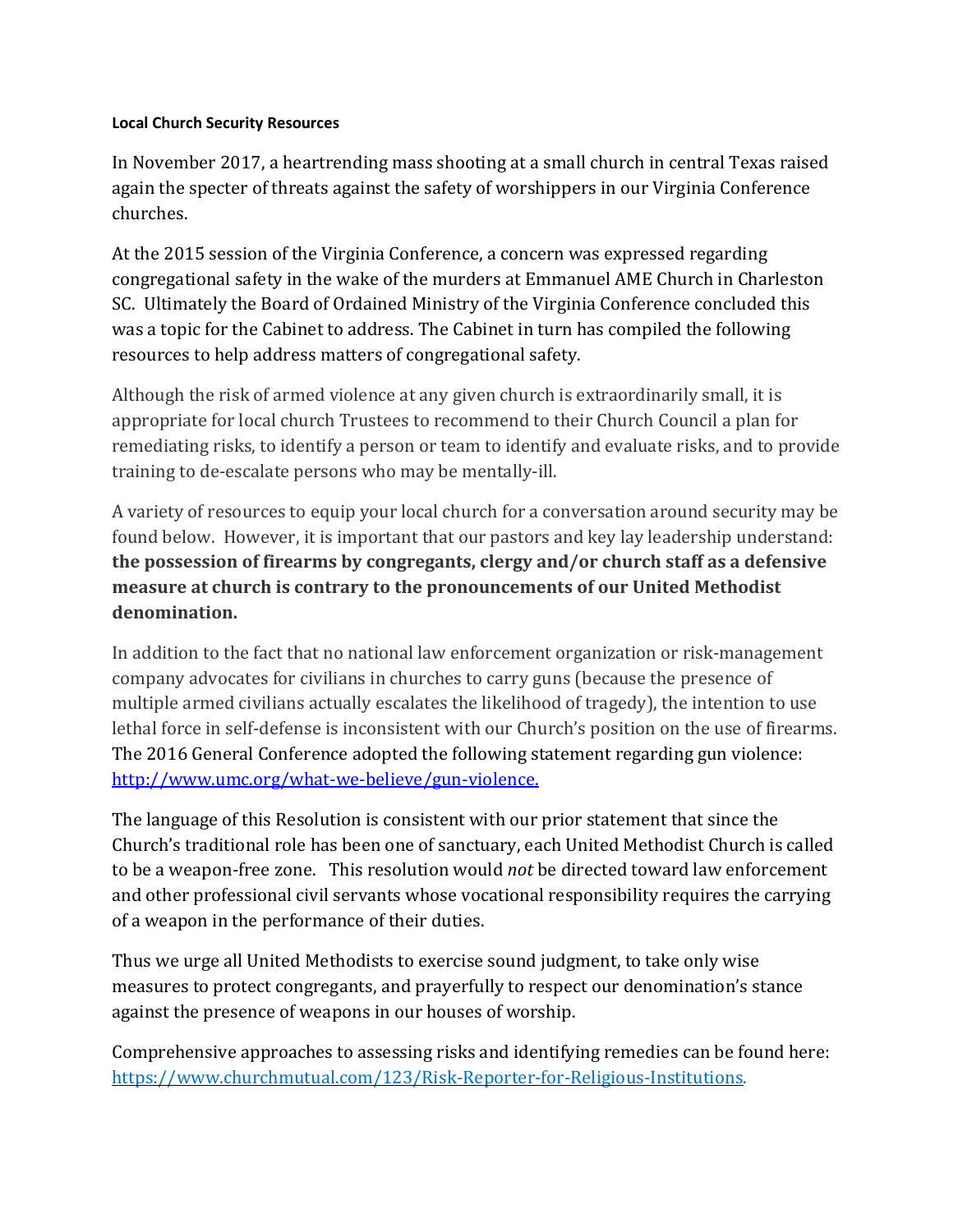**Local Church Security Resources**

In November 2017, a heartrending mass shooting at a small church in central Texas raised again the specter of threats against the safety of worshippers in our Virginia Conference churches.

At the 2015 session of the Virginia Conference, a concern was expressed regarding congregational safety in the wake of the murders at Emmanuel AME Church in Charleston SC. Ultimately the Board of Ordained Ministry of the Virginia Conference concluded this was a topic for the Cabinet to address. The Cabinet in turn has compiled the following resources to help address matters of congregational safety.

Although the risk of armed violence at any given church is extraordinarily small, it is appropriate for local church Trustees to recommend to their Church Council a plan for remediating risks, to identify a person or team to identify and evaluate risks, and to provide training to de-escalate persons who may be mentally-ill.

A variety of resources to equip your local church for a conversation around security may be found below. However, it is important that our pastors and key lay leadership understand: **the possession of firearms by congregants, clergy and/or church staff as a defensive measure at church is contrary to the pronouncements of our United Methodist denomination.**

In addition to the fact that no national law enforcement organization or risk-management company advocates for civilians in churches to carry guns (because the presence of multiple armed civilians actually escalates the likelihood of tragedy), the intention to use lethal force in self-defense is inconsistent with our Church's position on the use of firearms. The 2016 General Conference adopted the following statement regarding gun violence: [http://www.umc.org/what-we-believe/gun-violence.](http://www.umc.org/what-we-believe/gun-violence)

The language of this Resolution is consistent with our prior statement that since the Church's traditional role has been one of sanctuary, each United Methodist Church is called to be a weapon-free zone. This resolution would *not* be directed toward law enforcement and other professional civil servants whose vocational responsibility requires the carrying of a weapon in the performance of their duties.

Thus we urge all United Methodists to exercise sound judgment, to take only wise measures to protect congregants, and prayerfully to respect our denomination's stance against the presence of weapons in our houses of worship.

Comprehensive approaches to assessing risks and identifying remedies can be found here: [https://www.churchmutual.com/123/Risk-Reporter-for-Religious-Institutions](https://www.churchmutual.com/123/Risk-Reporter-for-Religious-Institutions).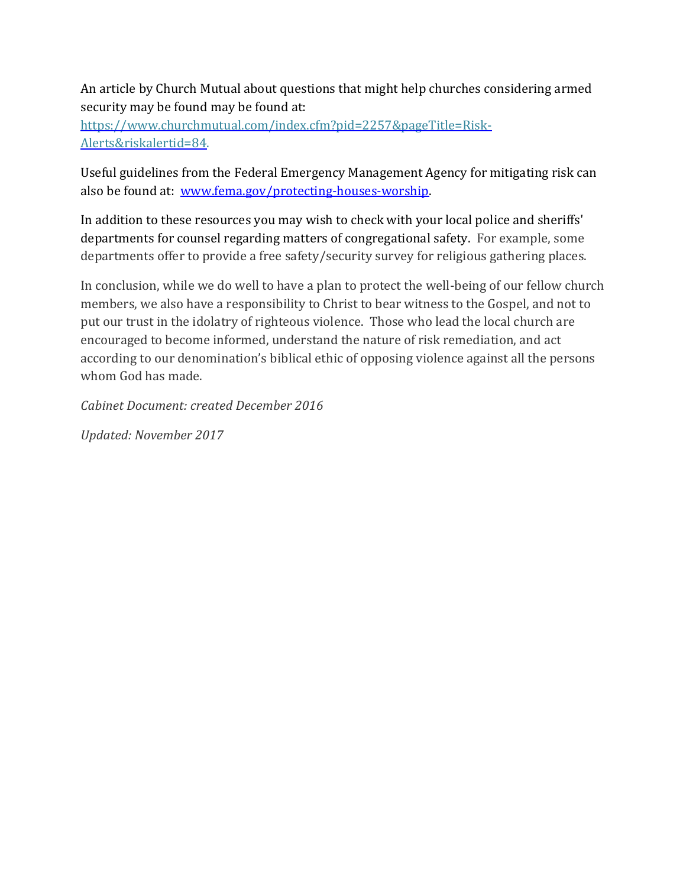An article by Church Mutual about questions that might help churches considering armed security may be found may be found at: [https://www.churchmutual.com/index.cfm?pid=2257&pageTitle=Risk-Alerts&riskalertid=84](https://www.churchmutual.com/index.cfm?pid=2257&pageTitle=Risk-Alerts&riskalertid=84).

Useful guidelines from the Federal Emergency Management Agency for mitigating risk can also be found at: [www.fema.gov/protecting-houses-worship](http://www.fema.gov/protecting-houses-worship).

In addition to these resources you may wish to check with your local police and sheriffs' departments for counsel regarding matters of congregational safety. For example, some departments offer to provide a free safety/security survey for religious gathering places.

In conclusion, while we do well to have a plan to protect the well-being of our fellow church members, we also have a responsibility to Christ to bear witness to the Gospel, and not to put our trust in the idolatry of righteous violence. Those who lead the local church are encouraged to become informed, understand the nature of risk remediation, and act according to our denomination's biblical ethic of opposing violence against all the persons whom God has made.

*Cabinet Document: created December 2016*

*Updated: November 2017*